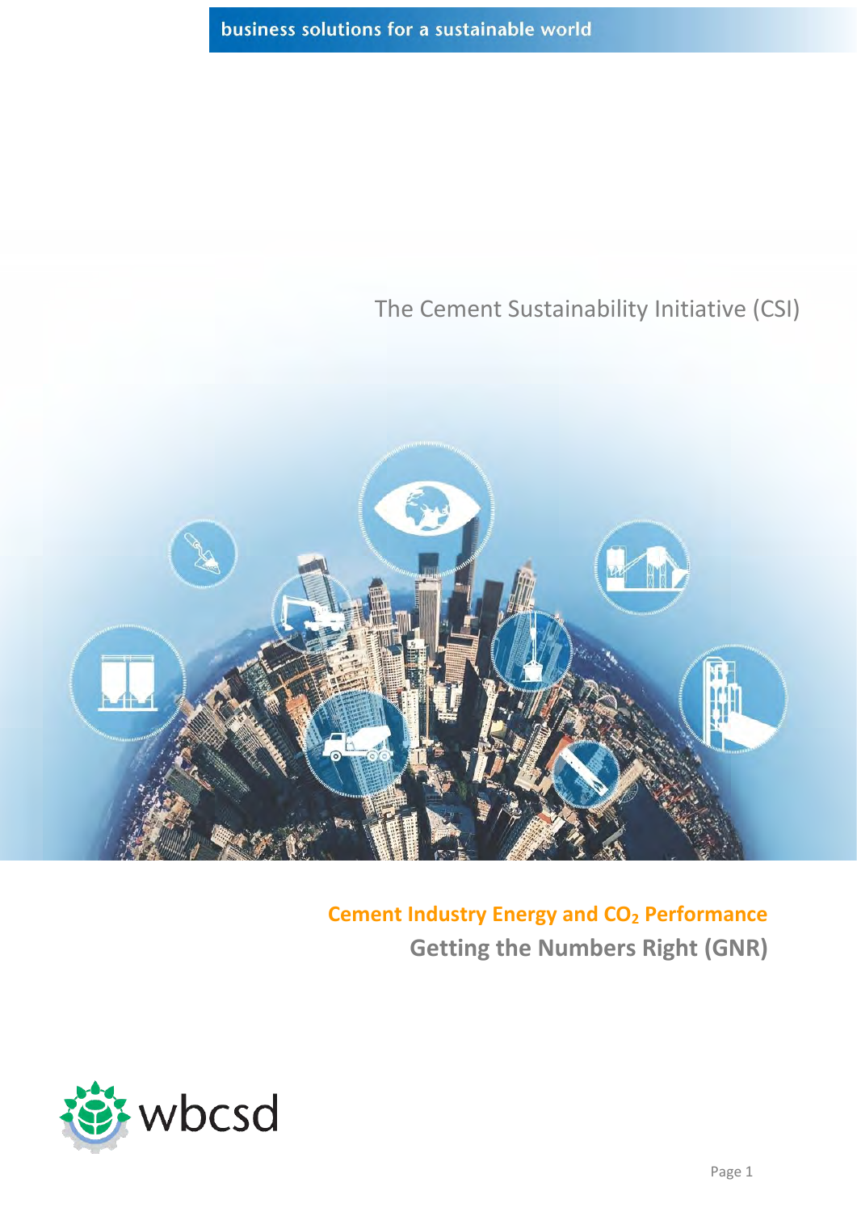business solutions for a sustainable world

The Cement Sustainability Initiative (CSI)

# Cement Industry Energy and $CO_2$ Performance

## Getting the Numbers Right (GNR)

wbcsd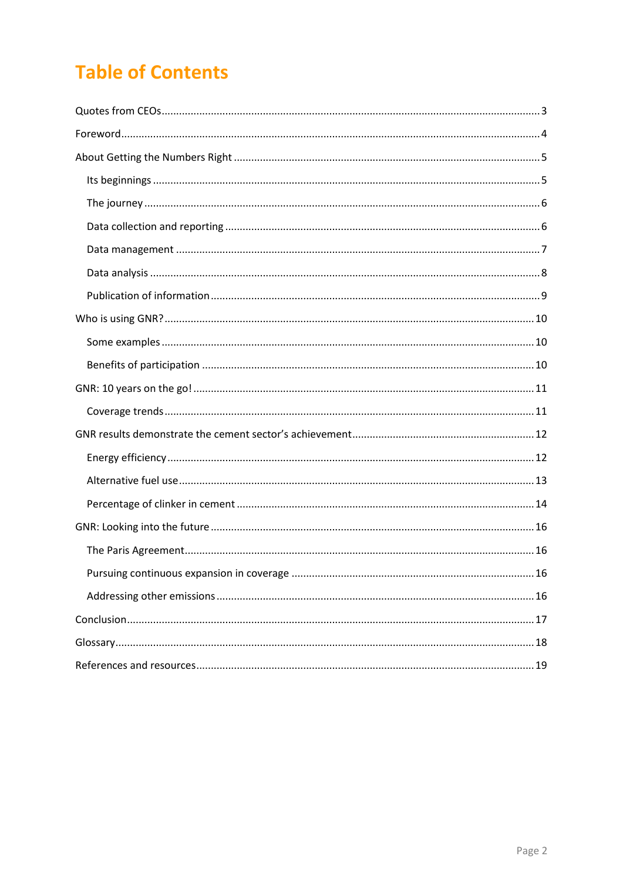# Table of Contents

Quotes from CEOs ........ 3

Foreword ........ 4

About Getting the Numbers Right ........ 5

- Its beginnings ........ 5
- The journey ........ 6
- Data collection and reporting ........ 6
- Data management ........ 7
- Data analysis ........ 8
- Publication of information ........ 9

Who is using GNR? ........ 10

- Some examples ........ 10
- Benefits of participation ........ 10

GNR: 10 years on the go! ........ 11

- Coverage trends ........ 11

GNR results demonstrate the cement sector's achievement ........ 12

- Energy efficiency ........ 12
- Alternative fuel use ........ 13
- Percentage of clinker in cement ........ 14

GNR: Looking into the future ........ 16

- The Paris Agreement ........ 16
- Pursuing continuous expansion in coverage ........ 16
- Addressing other emissions ........ 16

Conclusion ........ 17

Glossary ........ 18

References and resources ........ 19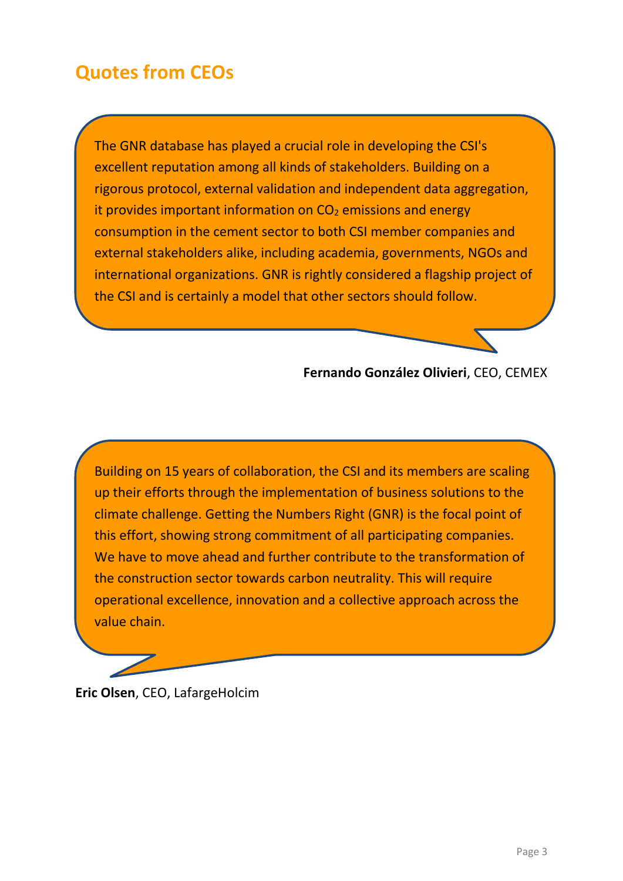## Quotes from CEOs

The GNR database has played a crucial role in developing the CSI's excellent reputation among all kinds of stakeholders. Building on a rigorous protocol, external validation and independent data aggregation, it provides important information on $CO_2$ emissions and energy consumption in the cement sector to both CSI member companies and external stakeholders alike, including academia, governments, NGOs and international organizations. GNR is rightly considered a flagship project of the CSI and is certainly a model that other sectors should follow.

**Fernando González Olivieri**, CEO, CEMEX

Building on 15 years of collaboration, the CSI and its members are scaling up their efforts through the implementation of business solutions to the climate challenge. Getting the Numbers Right (GNR) is the focal point of this effort, showing strong commitment of all participating companies. We have to move ahead and further contribute to the transformation of the construction sector towards carbon neutrality. This will require operational excellence, innovation and a collective approach across the value chain.

**Eric Olsen**, CEO, LafargeHolcim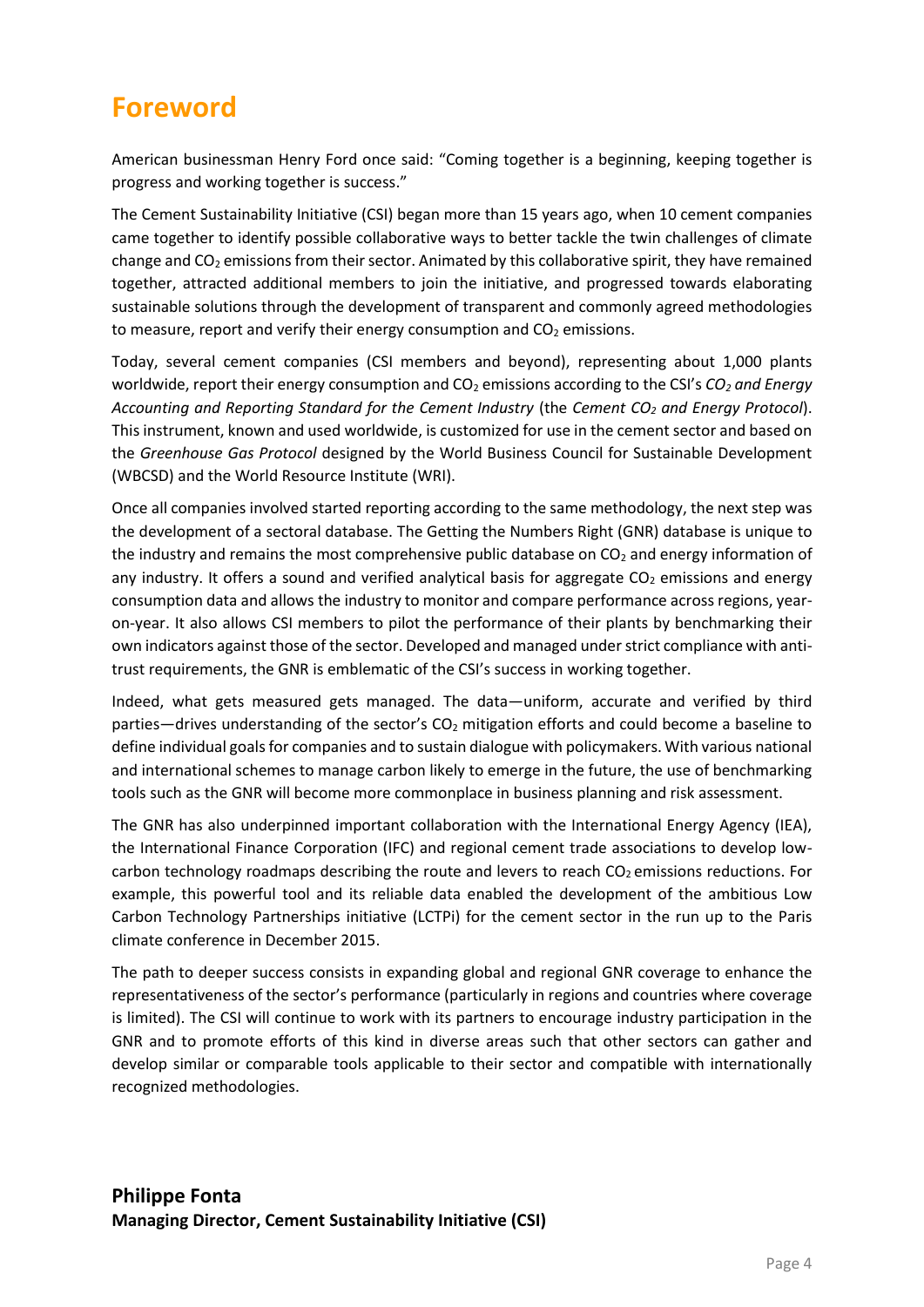# Foreword

American businessman Henry Ford once said: "Coming together is a beginning, keeping together is progress and working together is success."

The Cement Sustainability Initiative (CSI) began more than 15 years ago, when 10 cement companies came together to identify possible collaborative ways to better tackle the twin challenges of climate change and $CO_2$ emissions from their sector. Animated by this collaborative spirit, they have remained together, attracted additional members to join the initiative, and progressed towards elaborating sustainable solutions through the development of transparent and commonly agreed methodologies to measure, report and verify their energy consumption and $CO_2$ emissions.

Today, several cement companies (CSI members and beyond), representing about 1,000 plants worldwide, report their energy consumption and $CO_2$ emissions according to the CSI's *$CO_2$ and Energy Accounting and Reporting Standard for the Cement Industry* (the *Cement $CO_2$ and Energy Protocol*). This instrument, known and used worldwide, is customized for use in the cement sector and based on the *Greenhouse Gas Protocol* designed by the World Business Council for Sustainable Development (WBCSD) and the World Resource Institute (WRI).

Once all companies involved started reporting according to the same methodology, the next step was the development of a sectoral database. The Getting the Numbers Right (GNR) database is unique to the industry and remains the most comprehensive public database on $CO_2$ and energy information of any industry. It offers a sound and verified analytical basis for aggregate $CO_2$ emissions and energy consumption data and allows the industry to monitor and compare performance across regions, year-on-year. It also allows CSI members to pilot the performance of their plants by benchmarking their own indicators against those of the sector. Developed and managed under strict compliance with anti-trust requirements, the GNR is emblematic of the CSI's success in working together.

Indeed, what gets measured gets managed. The data—uniform, accurate and verified by third parties—drives understanding of the sector's $CO_2$ mitigation efforts and could become a baseline to define individual goals for companies and to sustain dialogue with policymakers. With various national and international schemes to manage carbon likely to emerge in the future, the use of benchmarking tools such as the GNR will become more commonplace in business planning and risk assessment.

The GNR has also underpinned important collaboration with the International Energy Agency (IEA), the International Finance Corporation (IFC) and regional cement trade associations to develop low-carbon technology roadmaps describing the route and levers to reach $CO_2$ emissions reductions. For example, this powerful tool and its reliable data enabled the development of the ambitious Low Carbon Technology Partnerships initiative (LCTPi) for the cement sector in the run up to the Paris climate conference in December 2015.

The path to deeper success consists in expanding global and regional GNR coverage to enhance the representativeness of the sector's performance (particularly in regions and countries where coverage is limited). The CSI will continue to work with its partners to encourage industry participation in the GNR and to promote efforts of this kind in diverse areas such that other sectors can gather and develop similar or comparable tools applicable to their sector and compatible with internationally recognized methodologies.

**Philippe Fonta**
**Managing Director, Cement Sustainability Initiative (CSI)**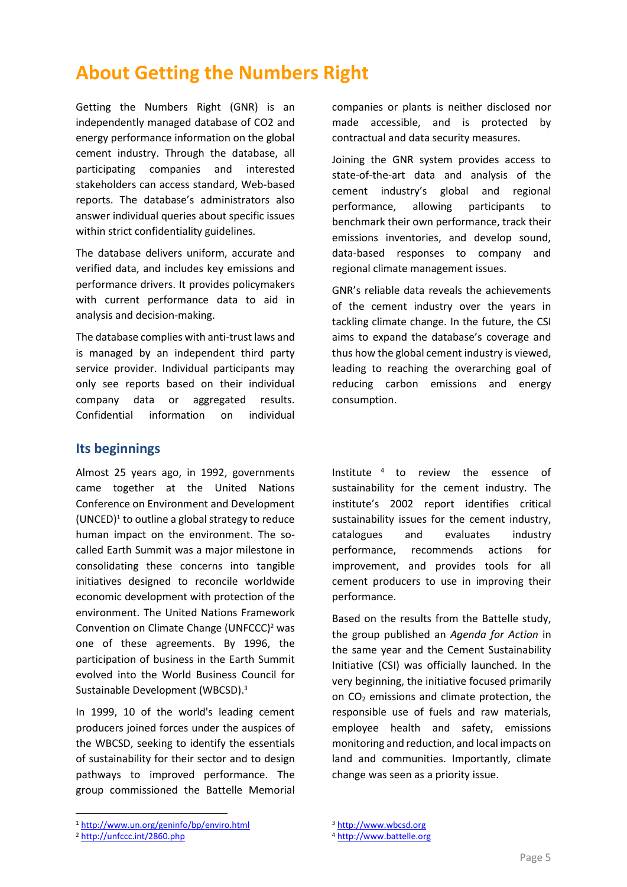# About Getting the Numbers Right

Getting the Numbers Right (GNR) is an independently managed database of CO2 and energy performance information on the global cement industry. Through the database, all participating companies and interested stakeholders can access standard, Web-based reports. The database's administrators also answer individual queries about specific issues within strict confidentiality guidelines.

The database delivers uniform, accurate and verified data, and includes key emissions and performance drivers. It provides policymakers with current performance data to aid in analysis and decision-making.

The database complies with anti-trust laws and is managed by an independent third party service provider. Individual participants may only see reports based on their individual company data or aggregated results. Confidential information on individual companies or plants is neither disclosed nor made accessible, and is protected by contractual and data security measures.

Joining the GNR system provides access to state-of-the-art data and analysis of the cement industry's global and regional performance, allowing participants to benchmark their own performance, track their emissions inventories, and develop sound, data-based responses to company and regional climate management issues.

GNR's reliable data reveals the achievements of the cement industry over the years in tackling climate change. In the future, the CSI aims to expand the database's coverage and thus how the global cement industry is viewed, leading to reaching the overarching goal of reducing carbon emissions and energy consumption.

## Its beginnings

Almost 25 years ago, in 1992, governments came together at the United Nations Conference on Environment and Development (UNCED)[1] to outline a global strategy to reduce human impact on the environment. The so-called Earth Summit was a major milestone in consolidating these concerns into tangible initiatives designed to reconcile worldwide economic development with protection of the environment. The United Nations Framework Convention on Climate Change (UNFCCC)[2] was one of these agreements. By 1996, the participation of business in the Earth Summit evolved into the World Business Council for Sustainable Development (WBCSD).[3]

In 1999, 10 of the world's leading cement producers joined forces under the auspices of the WBCSD, seeking to identify the essentials of sustainability for their sector and to design pathways to improved performance. The group commissioned the Battelle Memorial Institute [4] to review the essence of sustainability for the cement industry. The institute's 2002 report identifies critical sustainability issues for the cement industry, catalogues and evaluates industry performance, recommends actions for improvement, and provides tools for all cement producers to use in improving their performance.

Based on the results from the Battelle study, the group published an *Agenda for Action* in the same year and the Cement Sustainability Initiative (CSI) was officially launched. In the very beginning, the initiative focused primarily on $CO_2$ emissions and climate protection, the responsible use of fuels and raw materials, employee health and safety, emissions monitoring and reduction, and local impacts on land and communities. Importantly, climate change was seen as a priority issue.

[1] http://www.un.org/geninfo/bp/enviro.html

[2] http://unfccc.int/2860.php

[3] http://www.wbcsd.org

[4] http://www.battelle.org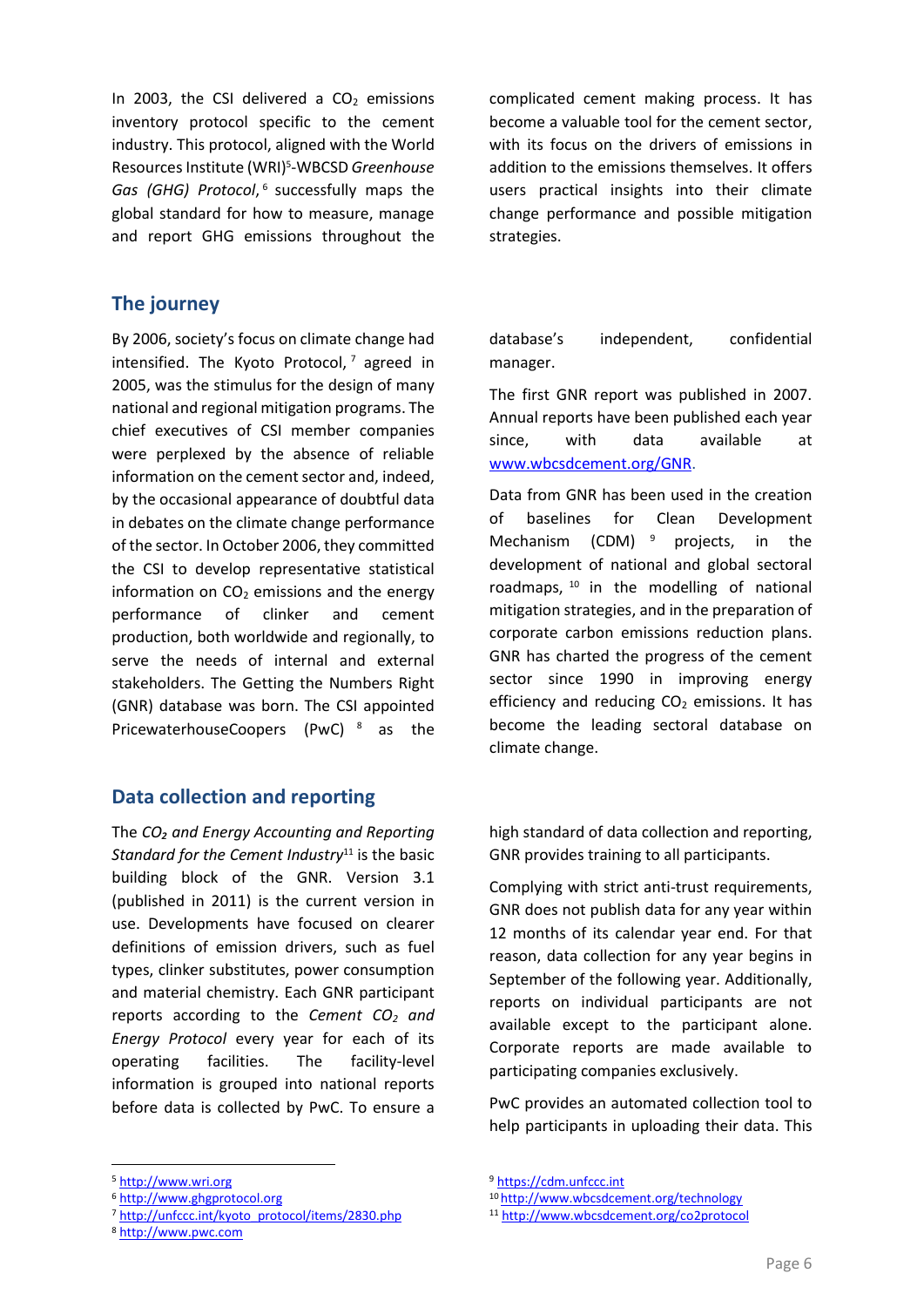In 2003, the CSI delivered a $CO_2$ emissions inventory protocol specific to the cement industry. This protocol, aligned with the World Resources Institute (WRI)[5]-WBCSD *Greenhouse Gas (GHG) Protocol*,[6] successfully maps the global standard for how to measure, manage and report GHG emissions throughout the complicated cement making process. It has become a valuable tool for the cement sector, with its focus on the drivers of emissions in addition to the emissions themselves. It offers users practical insights into their climate change performance and possible mitigation strategies.

## The journey

By 2006, society's focus on climate change had intensified. The Kyoto Protocol,[7] agreed in 2005, was the stimulus for the design of many national and regional mitigation programs. The chief executives of CSI member companies were perplexed by the absence of reliable information on the cement sector and, indeed, by the occasional appearance of doubtful data in debates on the climate change performance of the sector. In October 2006, they committed the CSI to develop representative statistical information on $CO_2$ emissions and the energy performance of clinker and cement production, both worldwide and regionally, to serve the needs of internal and external stakeholders. The Getting the Numbers Right (GNR) database was born. The CSI appointed PricewaterhouseCoopers (PwC)[8] as the database's independent, confidential manager.

The first GNR report was published in 2007. Annual reports have been published each year since, with data available at [www.wbcsdcement.org/GNR](www.wbcsdcement.org/GNR).

Data from GNR has been used in the creation of baselines for Clean Development Mechanism (CDM)[9] projects, in the development of national and global sectoral roadmaps,[10] in the modelling of national mitigation strategies, and in the preparation of corporate carbon emissions reduction plans. GNR has charted the progress of the cement sector since 1990 in improving energy efficiency and reducing $CO_2$ emissions. It has become the leading sectoral database on climate change.

## Data collection and reporting

The *$CO_2$ and Energy Accounting and Reporting Standard for the Cement Industry*[11] is the basic building block of the GNR. Version 3.1 (published in 2011) is the current version in use. Developments have focused on clearer definitions of emission drivers, such as fuel types, clinker substitutes, power consumption and material chemistry. Each GNR participant reports according to the *Cement $CO_2$ and Energy Protocol* every year for each of its operating facilities. The facility-level information is grouped into national reports before data is collected by PwC. To ensure a high standard of data collection and reporting, GNR provides training to all participants.

Complying with strict anti-trust requirements, GNR does not publish data for any year within 12 months of its calendar year end. For that reason, data collection for any year begins in September of the following year. Additionally, reports on individual participants are not available except to the participant alone. Corporate reports are made available to participating companies exclusively.

PwC provides an automated collection tool to help participants in uploading their data. This

---

[5] http://www.wri.org
[6] http://www.ghgprotocol.org
[7] http://unfccc.int/kyoto_protocol/items/2830.php
[8] http://www.pwc.com
[9] https://cdm.unfccc.int
[10] http://www.wbcsdcement.org/technology
[11] http://www.wbcsdcement.org/co2protocol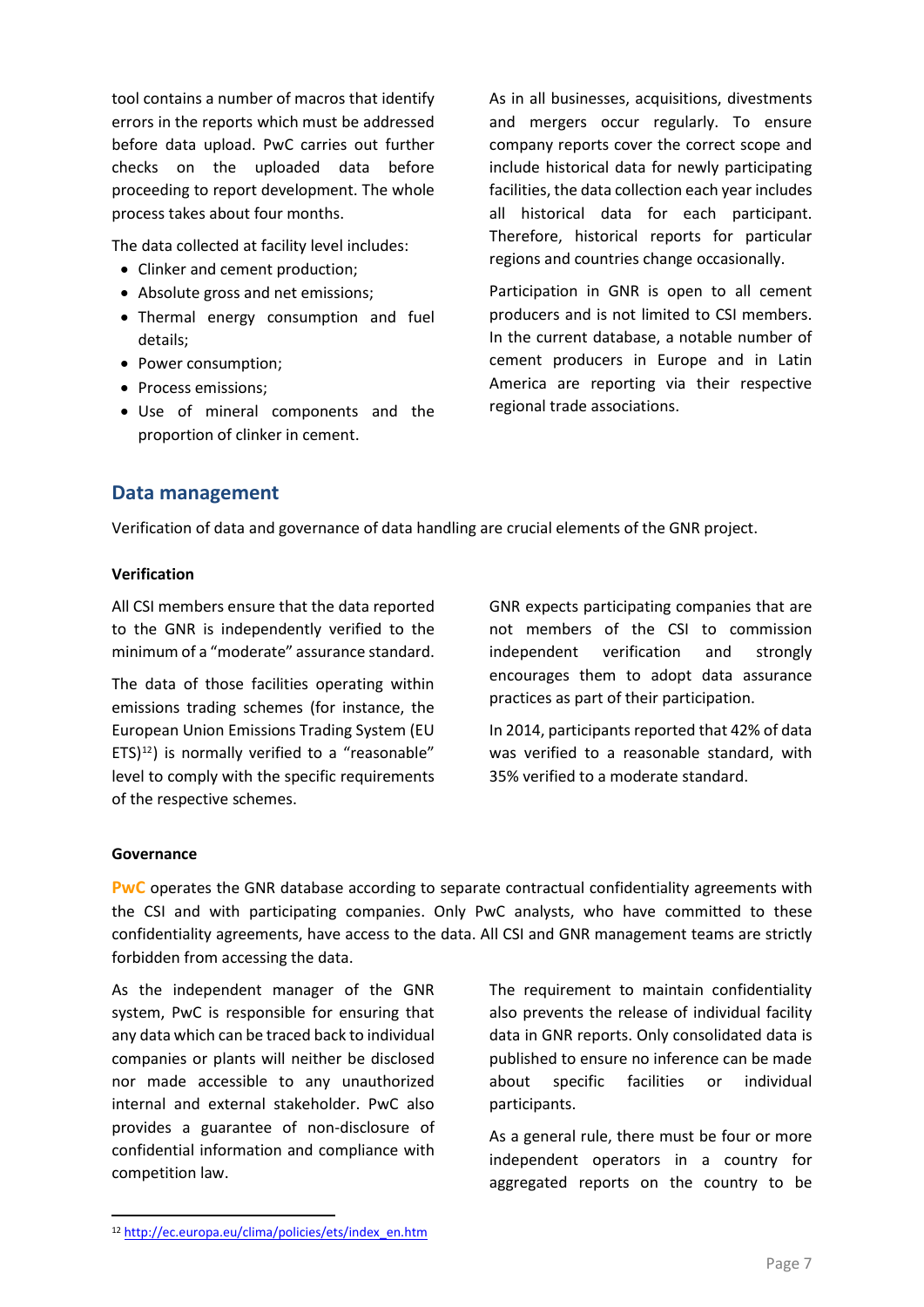tool contains a number of macros that identify errors in the reports which must be addressed before data upload. PwC carries out further checks on the uploaded data before proceeding to report development. The whole process takes about four months.

The data collected at facility level includes:

- Clinker and cement production;
- Absolute gross and net emissions;
- Thermal energy consumption and fuel details;
- Power consumption;
- Process emissions;
- Use of mineral components and the proportion of clinker in cement.

As in all businesses, acquisitions, divestments and mergers occur regularly. To ensure company reports cover the correct scope and include historical data for newly participating facilities, the data collection each year includes all historical data for each participant. Therefore, historical reports for particular regions and countries change occasionally.

Participation in GNR is open to all cement producers and is not limited to CSI members. In the current database, a notable number of cement producers in Europe and in Latin America are reporting via their respective regional trade associations.

## Data management

Verification of data and governance of data handling are crucial elements of the GNR project.

### Verification

All CSI members ensure that the data reported to the GNR is independently verified to the minimum of a “moderate” assurance standard.

The data of those facilities operating within emissions trading schemes (for instance, the European Union Emissions Trading System (EU ETS)[12]) is normally verified to a “reasonable” level to comply with the specific requirements of the respective schemes.

GNR expects participating companies that are not members of the CSI to commission independent verification and strongly encourages them to adopt data assurance practices as part of their participation.

In 2014, participants reported that 42% of data was verified to a reasonable standard, with 35% verified to a moderate standard.

### Governance

**PwC** operates the GNR database according to separate contractual confidentiality agreements with the CSI and with participating companies. Only PwC analysts, who have committed to these confidentiality agreements, have access to the data. All CSI and GNR management teams are strictly forbidden from accessing the data.

As the independent manager of the GNR system, PwC is responsible for ensuring that any data which can be traced back to individual companies or plants will neither be disclosed nor made accessible to any unauthorized internal and external stakeholder. PwC also provides a guarantee of non-disclosure of confidential information and compliance with competition law.

The requirement to maintain confidentiality also prevents the release of individual facility data in GNR reports. Only consolidated data is published to ensure no inference can be made about specific facilities or individual participants.

As a general rule, there must be four or more independent operators in a country for aggregated reports on the country to be

[12] http://ec.europa.eu/clima/policies/ets/index_en.htm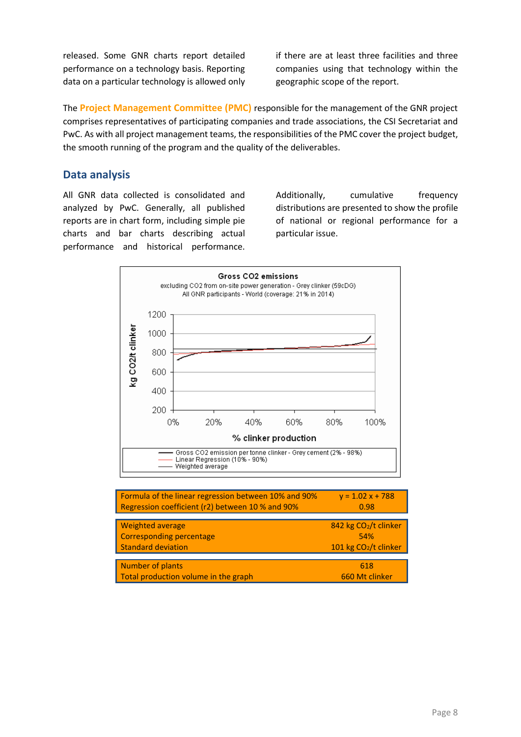released. Some GNR charts report detailed performance on a technology basis. Reporting data on a particular technology is allowed only if there are at least three facilities and three companies using that technology within the geographic scope of the report.

The **Project Management Committee (PMC)** responsible for the management of the GNR project comprises representatives of participating companies and trade associations, the CSI Secretariat and PwC. As with all project management teams, the responsibilities of the PMC cover the project budget, the smooth running of the program and the quality of the deliverables.

## Data analysis

All GNR data collected is consolidated and analyzed by PwC. Generally, all published reports are in chart form, including simple pie charts and bar charts describing actual performance and historical performance. Additionally, cumulative frequency distributions are presented to show the profile of national or regional performance for a particular issue.

**Gross CO2 emissions**
excluding CO2 from on-site power generation - Grey clinker (59cDG)
All GNR participants - World (coverage: 21% in 2014)

Y-axis: kg CO2/t clinker (200–1200); X-axis: % clinker production (0%–100%)

Legend:
- Gross CO2 emission per tonne clinker - Grey cement (2% - 98%)
- Linear Regression (10% - 90%)
- Weighted average

| | |
|---|---|
| Formula of the linear regression between 10% and 90% | y = 1.02 x + 788 |
| Regression coefficient (r2) between 10 % and 90% | 0.98 |

| | |
|---|---|
| Weighted average | 842 kg $CO_2$/t clinker |
| Corresponding percentage | 54% |
| Standard deviation | 101 kg $CO_2$/t clinker |

| | |
|---|---|
| Number of plants | 618 |
| Total production volume in the graph | 660 Mt clinker |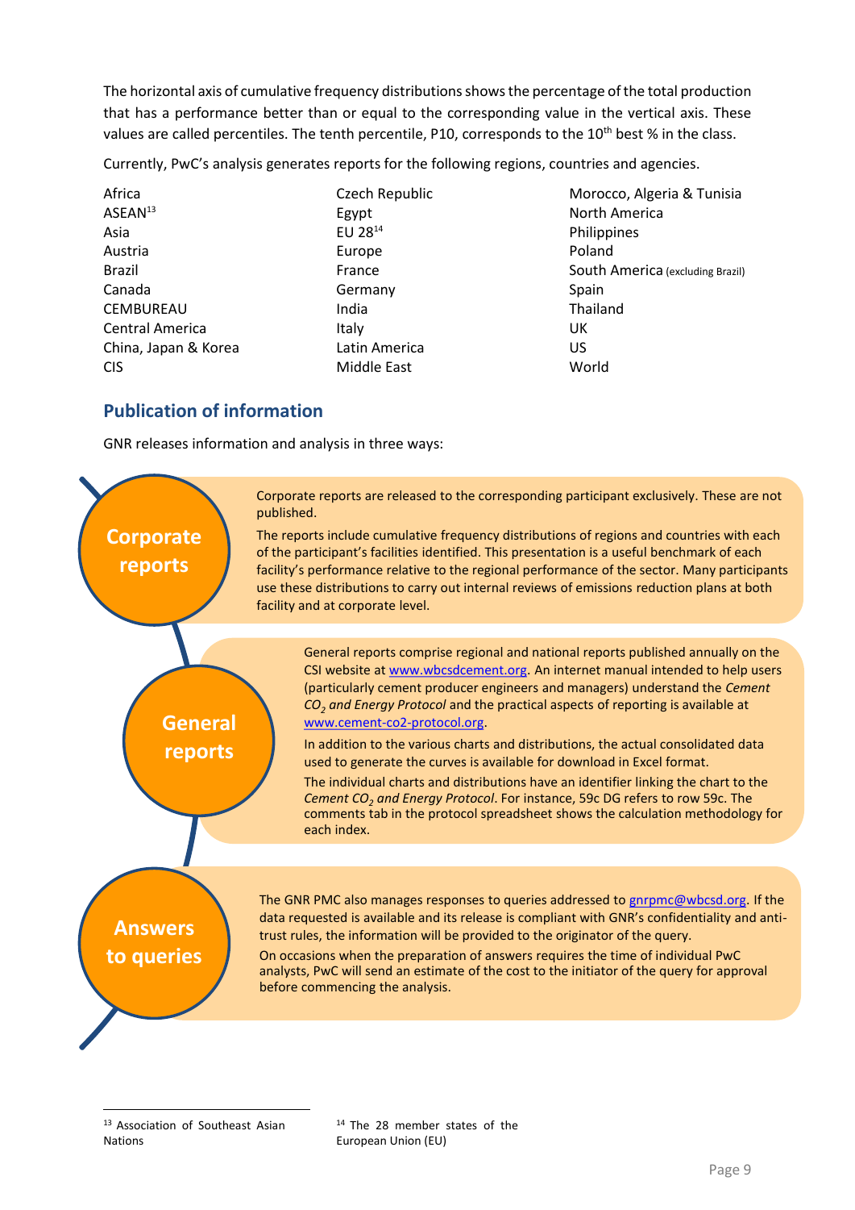The horizontal axis of cumulative frequency distributions shows the percentage of the total production that has a performance better than or equal to the corresponding value in the vertical axis. These values are called percentiles. The tenth percentile, P10, corresponds to the 10th best % in the class.

Currently, PwC's analysis generates reports for the following regions, countries and agencies.

- Africa
- ASEAN[13]
- Asia
- Austria
- Brazil
- Canada
- CEMBUREAU
- Central America
- China, Japan & Korea
- CIS
- Czech Republic
- Egypt
- EU 28[14]
- Europe
- France
- Germany
- India
- Italy
- Latin America
- Middle East
- Morocco, Algeria & Tunisia
- North America
- Philippines
- Poland
- South America (excluding Brazil)
- Spain
- Thailand
- UK
- US
- World

## Publication of information

GNR releases information and analysis in three ways:

**Corporate reports**

Corporate reports are released to the corresponding participant exclusively. These are not published.

The reports include cumulative frequency distributions of regions and countries with each of the participant's facilities identified. This presentation is a useful benchmark of each facility's performance relative to the regional performance of the sector. Many participants use these distributions to carry out internal reviews of emissions reduction plans at both facility and at corporate level.

**General reports**

General reports comprise regional and national reports published annually on the CSI website at www.wbcsdcement.org. An internet manual intended to help users (particularly cement producer engineers and managers) understand the *Cement $CO_2$ and Energy Protocol* and the practical aspects of reporting is available at www.cement-co2-protocol.org.

In addition to the various charts and distributions, the actual consolidated data used to generate the curves is available for download in Excel format.

The individual charts and distributions have an identifier linking the chart to the *Cement $CO_2$ and Energy Protocol*. For instance, 59c DG refers to row 59c. The comments tab in the protocol spreadsheet shows the calculation methodology for each index.

**Answers to queries**

The GNR PMC also manages responses to queries addressed to gnrpmc@wbcsd.org. If the data requested is available and its release is compliant with GNR's confidentiality and anti-trust rules, the information will be provided to the originator of the query.

On occasions when the preparation of answers requires the time of individual PwC analysts, PwC will send an estimate of the cost to the initiator of the query for approval before commencing the analysis.

---

[13] Association of Southeast Asian Nations

[14] The 28 member states of the European Union (EU)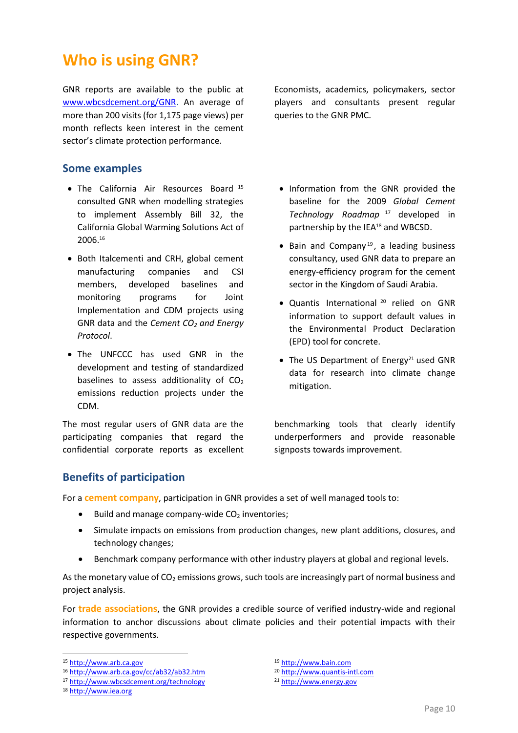# Who is using GNR?

GNR reports are available to the public at www.wbcsdcement.org/GNR. An average of more than 200 visits (for 1,175 page views) per month reflects keen interest in the cement sector's climate protection performance.

Economists, academics, policymakers, sector players and consultants present regular queries to the GNR PMC.

## Some examples

- The California Air Resources Board [15] consulted GNR when modelling strategies to implement Assembly Bill 32, the California Global Warming Solutions Act of 2006.[16]
- Both Italcementi and CRH, global cement manufacturing companies and CSI members, developed baselines and monitoring programs for Joint Implementation and CDM projects using GNR data and the *Cement $CO_2$ and Energy Protocol*.
- The UNFCCC has used GNR in the development and testing of standardized baselines to assess additionality of $CO_2$ emissions reduction projects under the CDM.
- Information from the GNR provided the baseline for the 2009 *Global Cement Technology Roadmap* [17] developed in partnership by the IEA[18] and WBCSD.
- Bain and Company[19], a leading business consultancy, used GNR data to prepare an energy-efficiency program for the cement sector in the Kingdom of Saudi Arabia.
- Quantis International [20] relied on GNR information to support default values in the Environmental Product Declaration (EPD) tool for concrete.
- The US Department of Energy[21] used GNR data for research into climate change mitigation.

The most regular users of GNR data are the participating companies that regard the confidential corporate reports as excellent benchmarking tools that clearly identify underperformers and provide reasonable signposts towards improvement.

## Benefits of participation

For a **cement company**, participation in GNR provides a set of well managed tools to:

- Build and manage company-wide $CO_2$ inventories;
- Simulate impacts on emissions from production changes, new plant additions, closures, and technology changes;
- Benchmark company performance with other industry players at global and regional levels.

As the monetary value of $CO_2$ emissions grows, such tools are increasingly part of normal business and project analysis.

For **trade associations**, the GNR provides a credible source of verified industry-wide and regional information to anchor discussions about climate policies and their potential impacts with their respective governments.

---

[15] http://www.arb.ca.gov
[16] http://www.arb.ca.gov/cc/ab32/ab32.htm
[17] http://www.wbcsdcement.org/technology
[18] http://www.iea.org
[19] http://www.bain.com
[20] http://www.quantis-intl.com
[21] http://www.energy.gov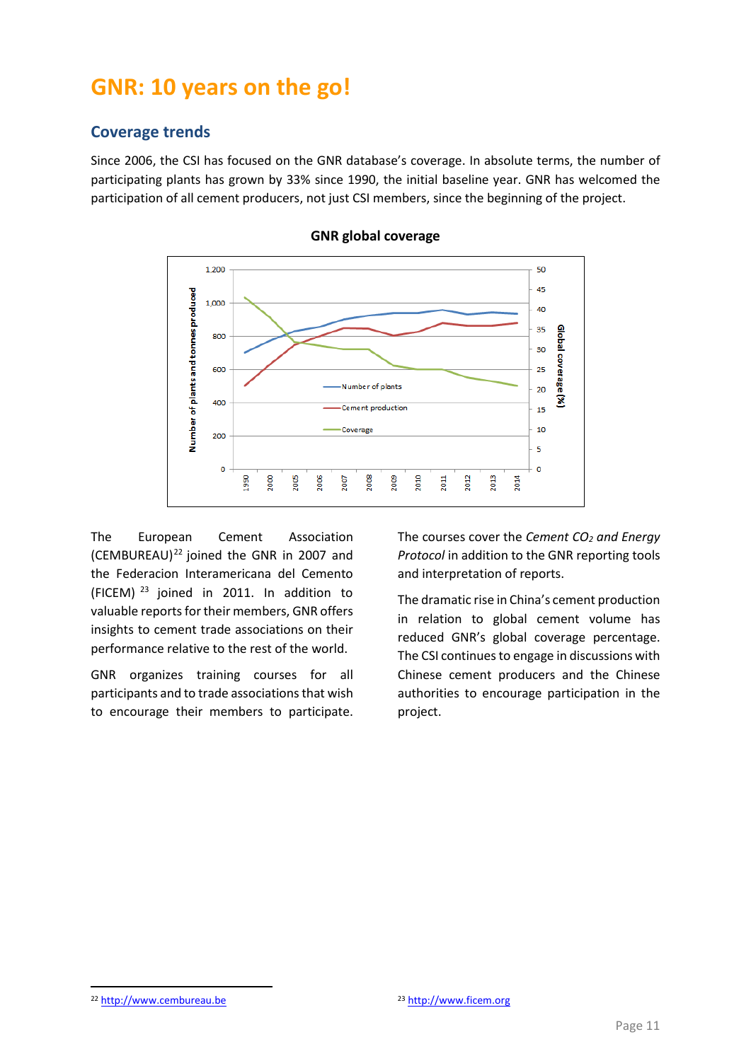# GNR: 10 years on the go!

## Coverage trends

Since 2006, the CSI has focused on the GNR database's coverage. In absolute terms, the number of participating plants has grown by 33% since 1990, the initial baseline year. GNR has welcomed the participation of all cement producers, not just CSI members, since the beginning of the project.

**GNR global coverage**

The European Cement Association (CEMBUREAU)[22] joined the GNR in 2007 and the Federacion Interamericana del Cemento (FICEM)[23] joined in 2011. In addition to valuable reports for their members, GNR offers insights to cement trade associations on their performance relative to the rest of the world.

GNR organizes training courses for all participants and to trade associations that wish to encourage their members to participate. The courses cover the *Cement $CO_2$ and Energy Protocol* in addition to the GNR reporting tools and interpretation of reports.

The dramatic rise in China's cement production in relation to global cement volume has reduced GNR's global coverage percentage. The CSI continues to engage in discussions with Chinese cement producers and the Chinese authorities to encourage participation in the project.

[22] http://www.cembureau.be

[23] http://www.ficem.org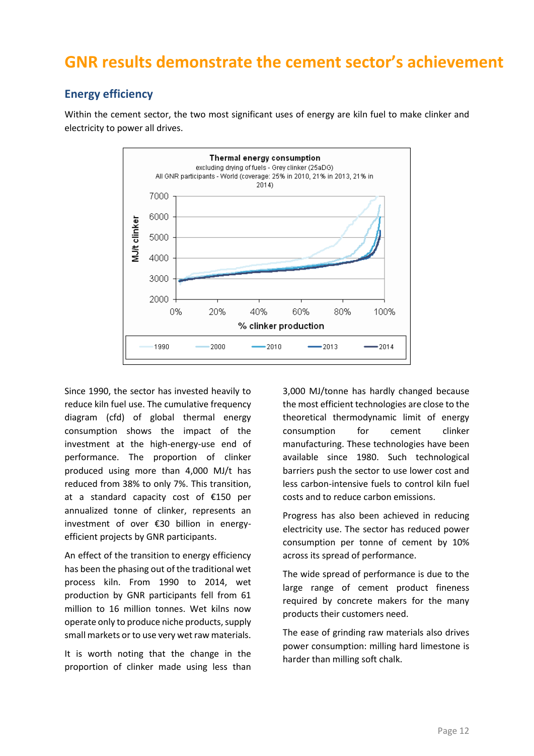# GNR results demonstrate the cement sector's achievement

## Energy efficiency

Within the cement sector, the two most significant uses of energy are kiln fuel to make clinker and electricity to power all drives.

**Thermal energy consumption**
excluding drying of fuels - Grey clinker (25aDG)
All GNR participants - World (coverage: 25% in 2010, 21% in 2013, 21% in 2014)

Since 1990, the sector has invested heavily to reduce kiln fuel use. The cumulative frequency diagram (cfd) of global thermal energy consumption shows the impact of the investment at the high-energy-use end of performance. The proportion of clinker produced using more than 4,000 MJ/t has reduced from 38% to only 7%. This transition, at a standard capacity cost of €150 per annualized tonne of clinker, represents an investment of over €30 billion in energy-efficient projects by GNR participants.

An effect of the transition to energy efficiency has been the phasing out of the traditional wet process kiln. From 1990 to 2014, wet production by GNR participants fell from 61 million to 16 million tonnes. Wet kilns now operate only to produce niche products, supply small markets or to use very wet raw materials.

It is worth noting that the change in the proportion of clinker made using less than 3,000 MJ/tonne has hardly changed because the most efficient technologies are close to the theoretical thermodynamic limit of energy consumption for cement clinker manufacturing. These technologies have been available since 1980. Such technological barriers push the sector to use lower cost and less carbon-intensive fuels to control kiln fuel costs and to reduce carbon emissions.

Progress has also been achieved in reducing electricity use. The sector has reduced power consumption per tonne of cement by 10% across its spread of performance.

The wide spread of performance is due to the large range of cement product fineness required by concrete makers for the many products their customers need.

The ease of grinding raw materials also drives power consumption: milling hard limestone is harder than milling soft chalk.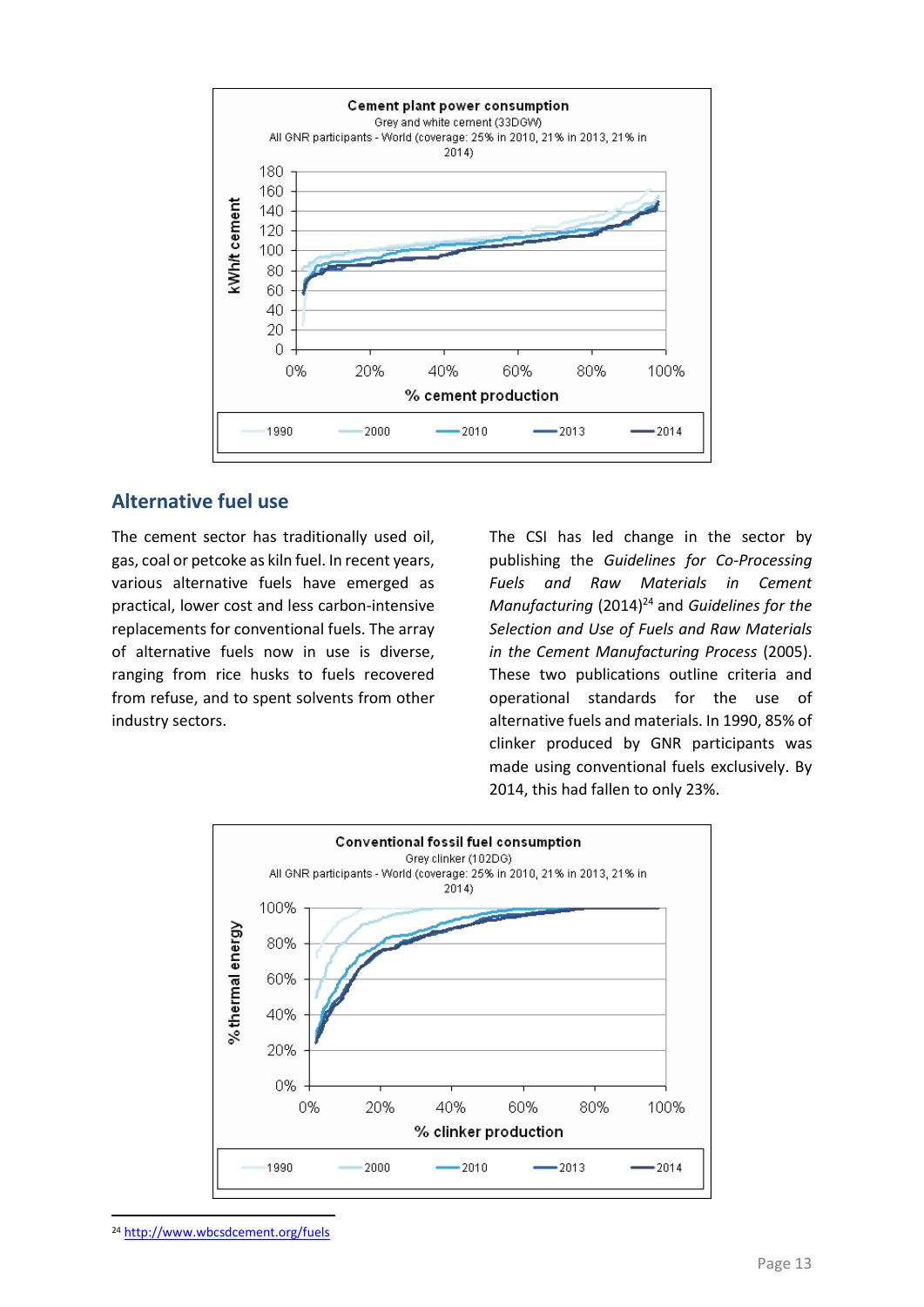## Alternative fuel use

The cement sector has traditionally used oil, gas, coal or petcoke as kiln fuel. In recent years, various alternative fuels have emerged as practical, lower cost and less carbon-intensive replacements for conventional fuels. The array of alternative fuels now in use is diverse, ranging from rice husks to fuels recovered from refuse, and to spent solvents from other industry sectors.

The CSI has led change in the sector by publishing the *Guidelines for Co-Processing Fuels and Raw Materials in Cement Manufacturing* (2014)[24] and *Guidelines for the Selection and Use of Fuels and Raw Materials in the Cement Manufacturing Process* (2005). These two publications outline criteria and operational standards for the use of alternative fuels and materials. In 1990, 85% of clinker produced by GNR participants was made using conventional fuels exclusively. By 2014, this had fallen to only 23%.

[24] http://www.wbcsdcement.org/fuels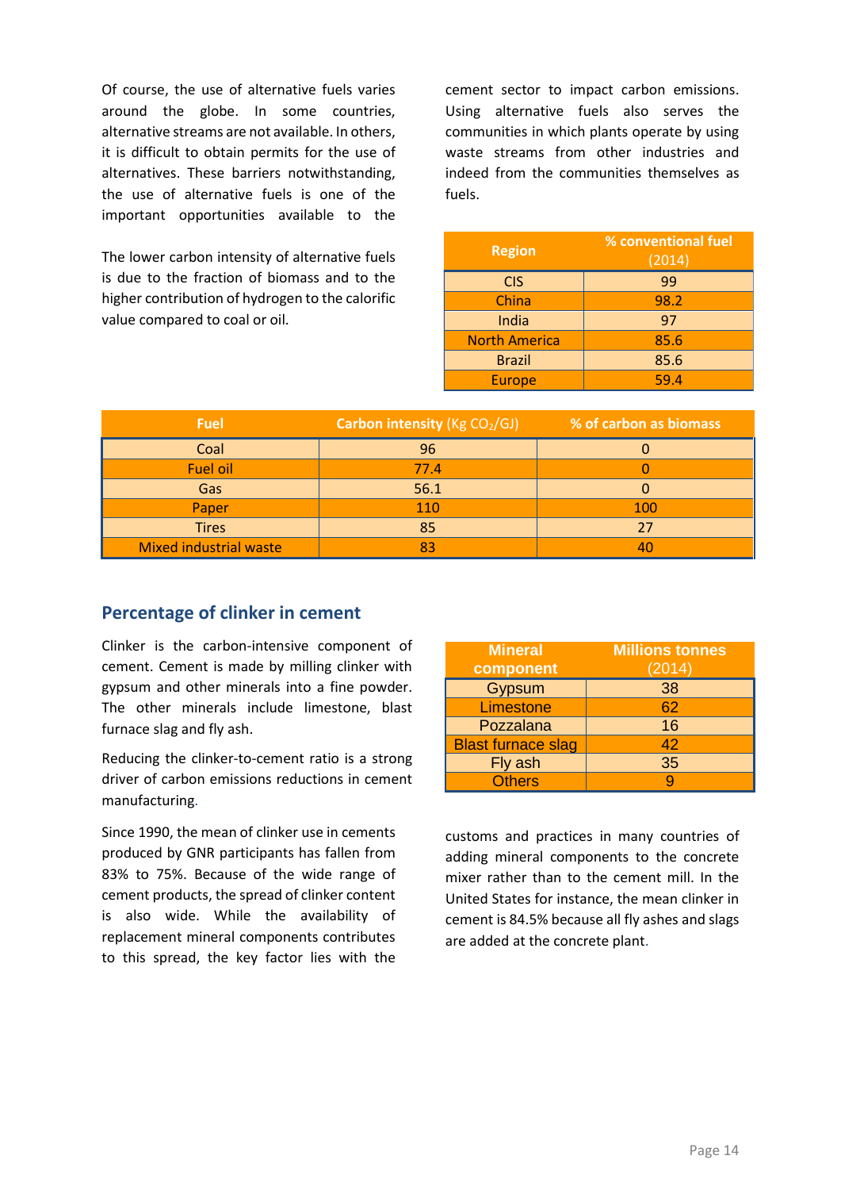Of course, the use of alternative fuels varies around the globe. In some countries, alternative streams are not available. In others, it is difficult to obtain permits for the use of alternatives. These barriers notwithstanding, the use of alternative fuels is one of the important opportunities available to the cement sector to impact carbon emissions. Using alternative fuels also serves the communities in which plants operate by using waste streams from other industries and indeed from the communities themselves as fuels.

The lower carbon intensity of alternative fuels is due to the fraction of biomass and to the higher contribution of hydrogen to the calorific value compared to coal or oil.

| Region | % conventional fuel (2014) |
|---|---|
| CIS | 99 |
| China | 98.2 |
| India | 97 |
| North America | 85.6 |
| Brazil | 85.6 |
| Europe | 59.4 |

| Fuel | Carbon intensity (Kg $CO_2$/GJ) | % of carbon as biomass |
|---|---|---|
| Coal | 96 | 0 |
| Fuel oil | 77.4 | 0 |
| Gas | 56.1 | 0 |
| Paper | 110 | 100 |
| Tires | 85 | 27 |
| Mixed industrial waste | 83 | 40 |

## Percentage of clinker in cement

Clinker is the carbon-intensive component of cement. Cement is made by milling clinker with gypsum and other minerals into a fine powder. The other minerals include limestone, blast furnace slag and fly ash.

Reducing the clinker-to-cement ratio is a strong driver of carbon emissions reductions in cement manufacturing.

Since 1990, the mean of clinker use in cements produced by GNR participants has fallen from 83% to 75%. Because of the wide range of cement products, the spread of clinker content is also wide. While the availability of replacement mineral components contributes to this spread, the key factor lies with the customs and practices in many countries of adding mineral components to the concrete mixer rather than to the cement mill. In the United States for instance, the mean clinker in cement is 84.5% because all fly ashes and slags are added at the concrete plant.

| Mineral component | Millions tonnes (2014) |
|---|---|
| Gypsum | 38 |
| Limestone | 62 |
| Pozzalana | 16 |
| Blast furnace slag | 42 |
| Fly ash | 35 |
| Others | 9 |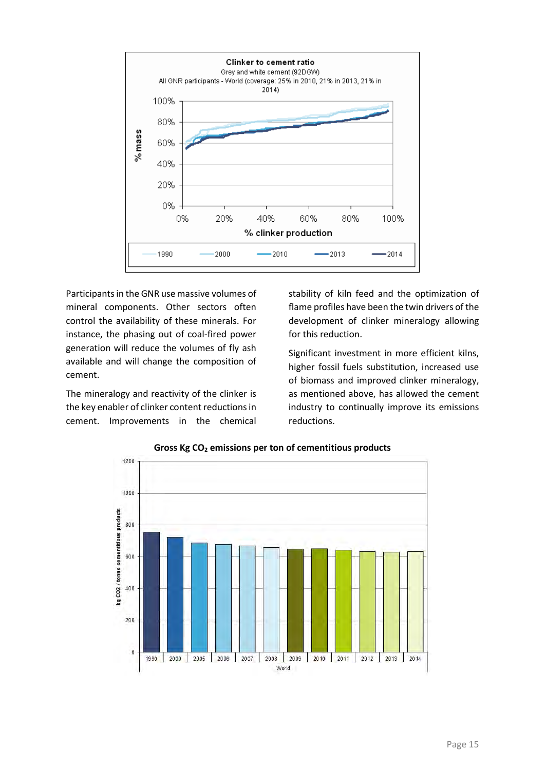Participants in the GNR use massive volumes of mineral components. Other sectors often control the availability of these minerals. For instance, the phasing out of coal-fired power generation will reduce the volumes of fly ash available and will change the composition of cement.

The mineralogy and reactivity of the clinker is the key enabler of clinker content reductions in cement. Improvements in the chemical stability of kiln feed and the optimization of flame profiles have been the twin drivers of the development of clinker mineralogy allowing for this reduction.

Significant investment in more efficient kilns, higher fossil fuels substitution, increased use of biomass and improved clinker mineralogy, as mentioned above, has allowed the cement industry to continually improve its emissions reductions.

**Gross Kg $CO_2$ emissions per ton of cementitious products**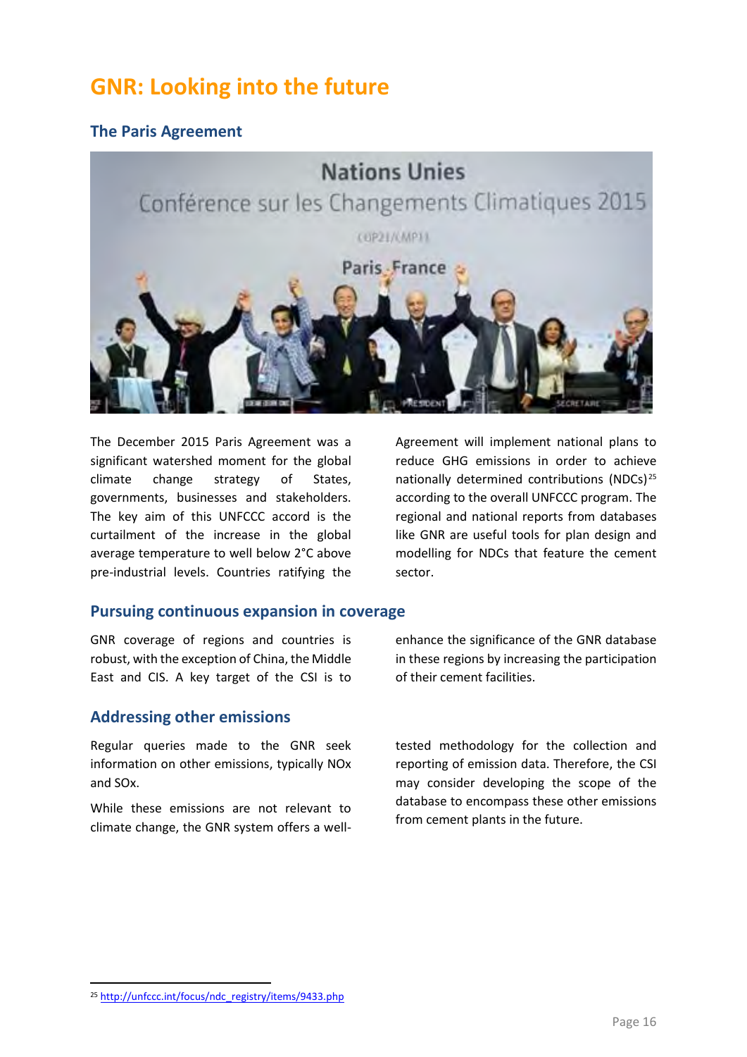# GNR: Looking into the future

## The Paris Agreement

The December 2015 Paris Agreement was a significant watershed moment for the global climate change strategy of States, governments, businesses and stakeholders. The key aim of this UNFCCC accord is the curtailment of the increase in the global average temperature to well below 2°C above pre-industrial levels. Countries ratifying the Agreement will implement national plans to reduce GHG emissions in order to achieve nationally determined contributions (NDCs)[25] according to the overall UNFCCC program. The regional and national reports from databases like GNR are useful tools for plan design and modelling for NDCs that feature the cement sector.

## Pursuing continuous expansion in coverage

GNR coverage of regions and countries is robust, with the exception of China, the Middle East and CIS. A key target of the CSI is to enhance the significance of the GNR database in these regions by increasing the participation of their cement facilities.

## Addressing other emissions

Regular queries made to the GNR seek information on other emissions, typically NOx and SOx.

While these emissions are not relevant to climate change, the GNR system offers a well-tested methodology for the collection and reporting of emission data. Therefore, the CSI may consider developing the scope of the database to encompass these other emissions from cement plants in the future.

---

[25] http://unfccc.int/focus/ndc_registry/items/9433.php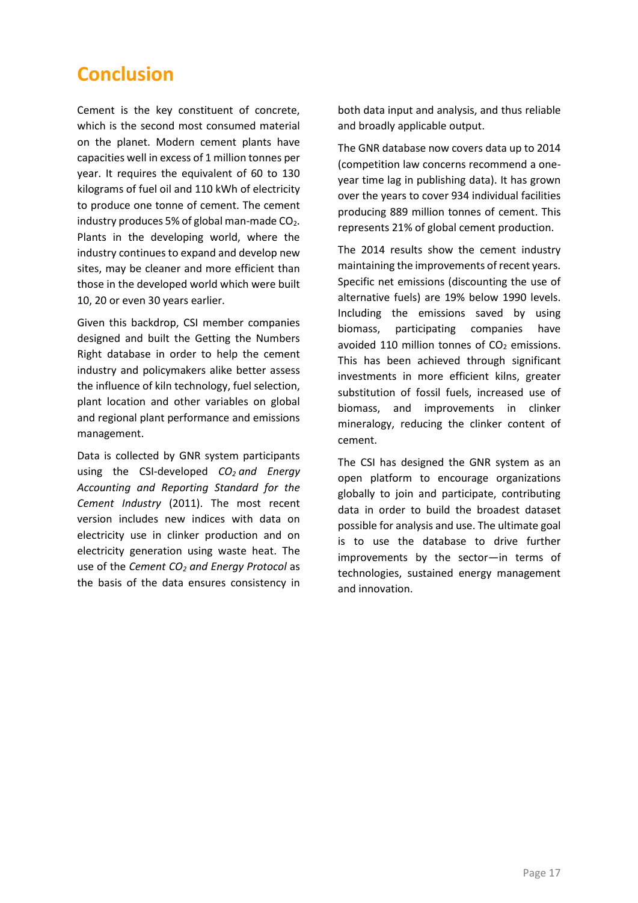# Conclusion

Cement is the key constituent of concrete, which is the second most consumed material on the planet. Modern cement plants have capacities well in excess of 1 million tonnes per year. It requires the equivalent of 60 to 130 kilograms of fuel oil and 110 kWh of electricity to produce one tonne of cement. The cement industry produces 5% of global man-made $CO_2$. Plants in the developing world, where the industry continues to expand and develop new sites, may be cleaner and more efficient than those in the developed world which were built 10, 20 or even 30 years earlier.

Given this backdrop, CSI member companies designed and built the Getting the Numbers Right database in order to help the cement industry and policymakers alike better assess the influence of kiln technology, fuel selection, plant location and other variables on global and regional plant performance and emissions management.

Data is collected by GNR system participants using the CSI-developed *$CO_2$ and Energy Accounting and Reporting Standard for the Cement Industry* (2011). The most recent version includes new indices with data on electricity use in clinker production and on electricity generation using waste heat. The use of the *Cement $CO_2$ and Energy Protocol* as the basis of the data ensures consistency in both data input and analysis, and thus reliable and broadly applicable output.

The GNR database now covers data up to 2014 (competition law concerns recommend a one-year time lag in publishing data). It has grown over the years to cover 934 individual facilities producing 889 million tonnes of cement. This represents 21% of global cement production.

The 2014 results show the cement industry maintaining the improvements of recent years. Specific net emissions (discounting the use of alternative fuels) are 19% below 1990 levels. Including the emissions saved by using biomass, participating companies have avoided 110 million tonnes of $CO_2$ emissions. This has been achieved through significant investments in more efficient kilns, greater substitution of fossil fuels, increased use of biomass, and improvements in clinker mineralogy, reducing the clinker content of cement.

The CSI has designed the GNR system as an open platform to encourage organizations globally to join and participate, contributing data in order to build the broadest dataset possible for analysis and use. The ultimate goal is to use the database to drive further improvements by the sector—in terms of technologies, sustained energy management and innovation.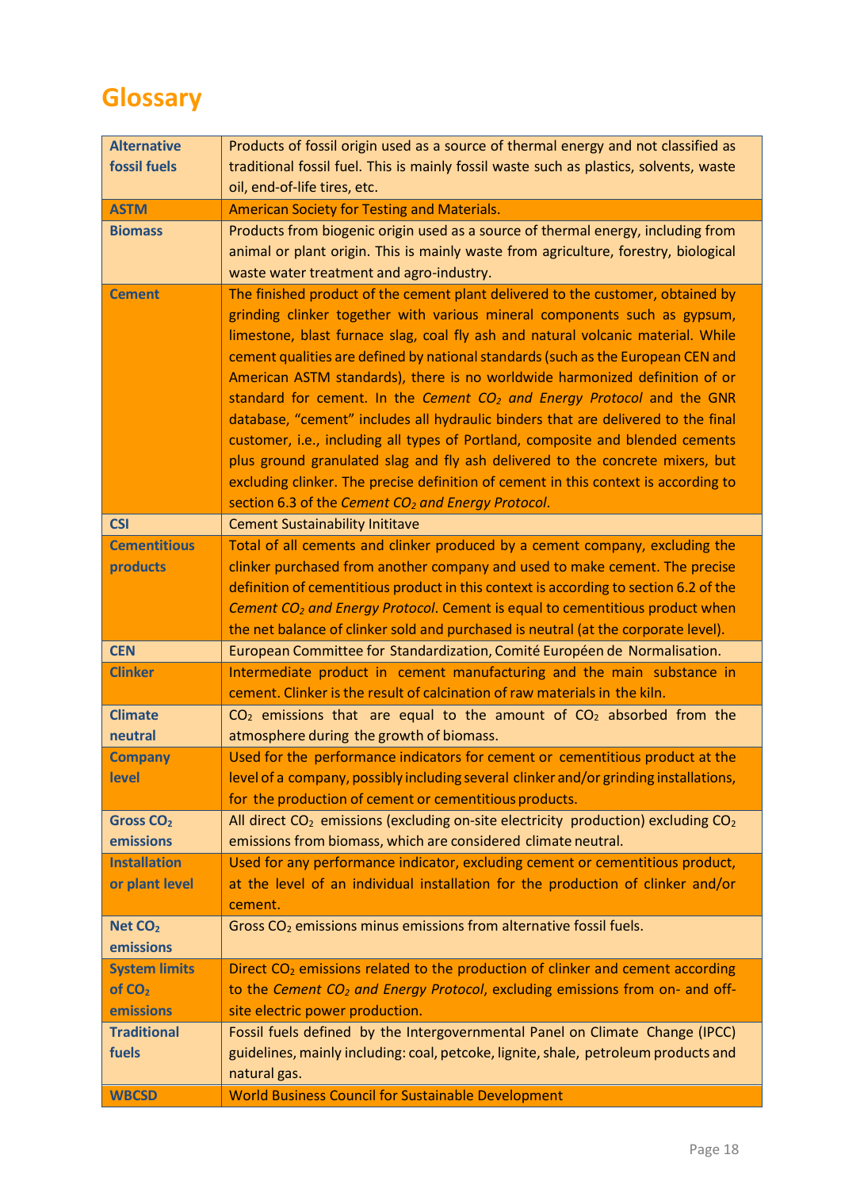# Glossary

| Term | Definition |
|---|---|
| **Alternative fossil fuels** | Products of fossil origin used as a source of thermal energy and not classified as traditional fossil fuel. This is mainly fossil waste such as plastics, solvents, waste oil, end-of-life tires, etc. |
| **ASTM** | American Society for Testing and Materials. |
| **Biomass** | Products from biogenic origin used as a source of thermal energy, including from animal or plant origin. This is mainly waste from agriculture, forestry, biological waste water treatment and agro-industry. |
| **Cement** | The finished product of the cement plant delivered to the customer, obtained by grinding clinker together with various mineral components such as gypsum, limestone, blast furnace slag, coal fly ash and natural volcanic material. While cement qualities are defined by national standards (such as the European CEN and American ASTM standards), there is no worldwide harmonized definition of or standard for cement. In the *Cement $CO_2$ and Energy Protocol* and the GNR database, "cement" includes all hydraulic binders that are delivered to the final customer, i.e., including all types of Portland, composite and blended cements plus ground granulated slag and fly ash delivered to the concrete mixers, but excluding clinker. The precise definition of cement in this context is according to section 6.3 of the *Cement $CO_2$ and Energy Protocol*. |
| **CSI** | Cement Sustainability Inititave |
| **Cementitious products** | Total of all cements and clinker produced by a cement company, excluding the clinker purchased from another company and used to make cement. The precise definition of cementitious product in this context is according to section 6.2 of the *Cement $CO_2$ and Energy Protocol*. Cement is equal to cementitious product when the net balance of clinker sold and purchased is neutral (at the corporate level). |
| **CEN** | European Committee for Standardization, Comité Européen de Normalisation. |
| **Clinker** | Intermediate product in cement manufacturing and the main substance in cement. Clinker is the result of calcination of raw materials in the kiln. |
| **Climate neutral** | $CO_2$ emissions that are equal to the amount of $CO_2$ absorbed from the atmosphere during the growth of biomass. |
| **Company level** | Used for the performance indicators for cement or cementitious product at the level of a company, possibly including several clinker and/or grinding installations, for the production of cement or cementitious products. |
| **Gross $CO_2$ emissions** | All direct $CO_2$ emissions (excluding on-site electricity production) excluding $CO_2$ emissions from biomass, which are considered climate neutral. |
| **Installation or plant level** | Used for any performance indicator, excluding cement or cementitious product, at the level of an individual installation for the production of clinker and/or cement. |
| **Net $CO_2$ emissions** | Gross $CO_2$ emissions minus emissions from alternative fossil fuels. |
| **System limits of $CO_2$ emissions** | Direct $CO_2$ emissions related to the production of clinker and cement according to the *Cement $CO_2$ and Energy Protocol*, excluding emissions from on- and off-site electric power production. |
| **Traditional fuels** | Fossil fuels defined by the Intergovernmental Panel on Climate Change (IPCC) guidelines, mainly including: coal, petcoke, lignite, shale, petroleum products and natural gas. |
| **WBCSD** | World Business Council for Sustainable Development |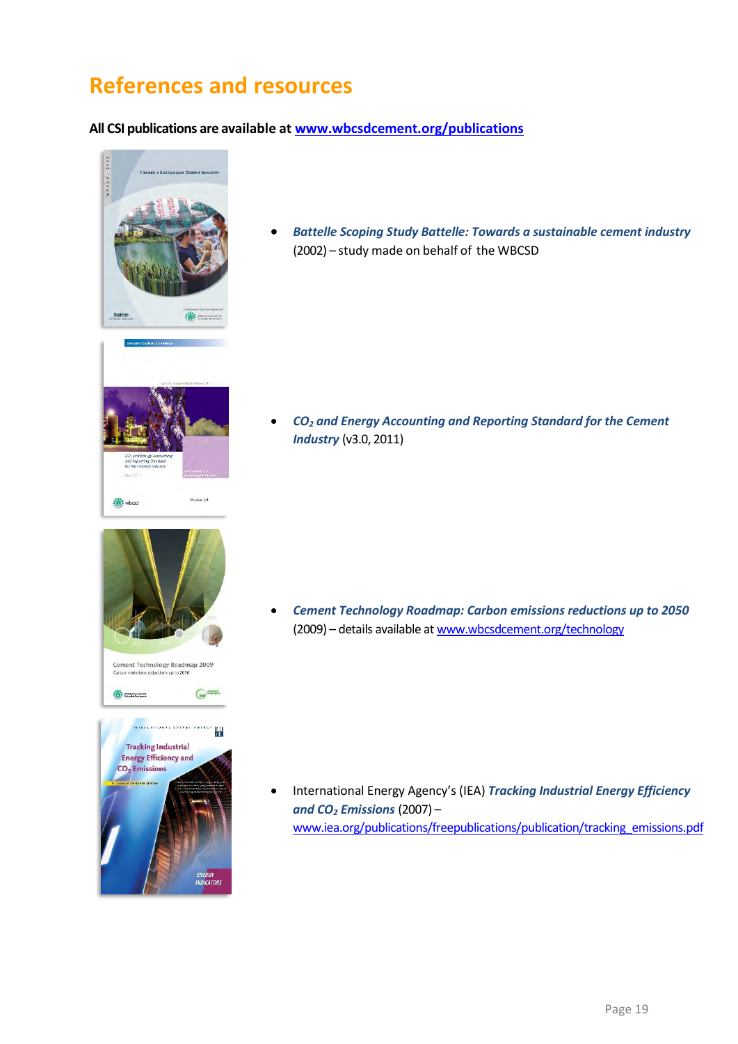## References and resources

**All CSI publications are available at [www.wbcsdcement.org/publications](www.wbcsdcement.org/publications)**

- ***Battelle Scoping Study Battelle: Towards a sustainable cement industry*** (2002) – study made on behalf of the WBCSD

- ***$CO_2$ and Energy Accounting and Reporting Standard for the Cement Industry*** (v3.0, 2011)

- ***Cement Technology Roadmap: Carbon emissions reductions up to 2050*** (2009) – details available at www.wbcsdcement.org/technology

- International Energy Agency's (IEA) ***Tracking Industrial Energy Efficiency and $CO_2$ Emissions*** (2007) – www.iea.org/publications/freepublications/publication/tracking_emissions.pdf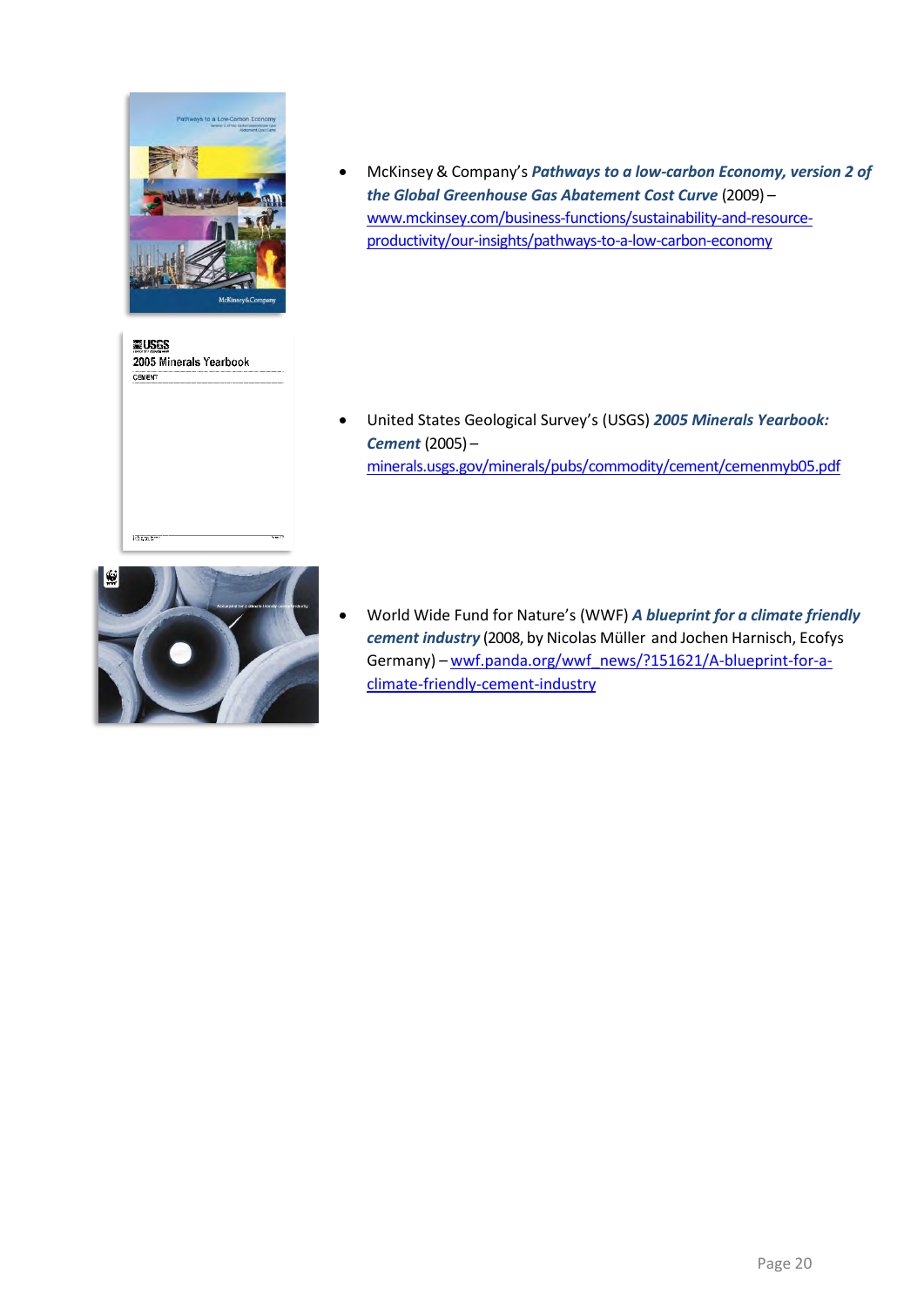- McKinsey & Company's ***Pathways to a low-carbon Economy, version 2 of the Global Greenhouse Gas Abatement Cost Curve*** (2009) – www.mckinsey.com/business-functions/sustainability-and-resource-productivity/our-insights/pathways-to-a-low-carbon-economy

- United States Geological Survey's (USGS) ***2005 Minerals Yearbook: Cement*** (2005) – minerals.usgs.gov/minerals/pubs/commodity/cement/cemenmyb05.pdf

- World Wide Fund for Nature's (WWF) ***A blueprint for a climate friendly cement industry*** (2008, by Nicolas Müller and Jochen Harnisch, Ecofys Germany) – wwf.panda.org/wwf_news/?151621/A-blueprint-for-a-climate-friendly-cement-industry